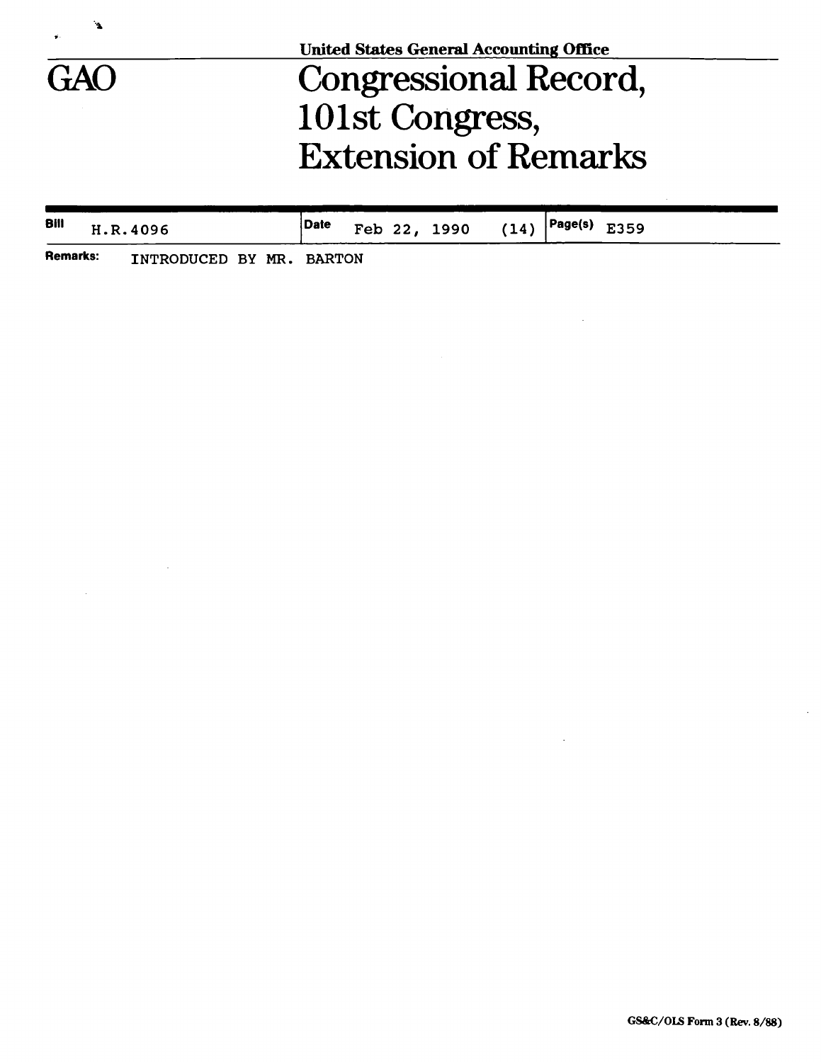United States General Accounting Office

# GAO

# Congressional Record, 101st Congress, Extension of Remarks

| Bill | Date | Page(s) |
| --- | --- | --- |
| H.R.4096 | Feb 22, 1990 (14) | E359 |

**Remarks:** INTRODUCED BY MR. BARTON

GS&C/OLS Form 3 (Rev. 8/88)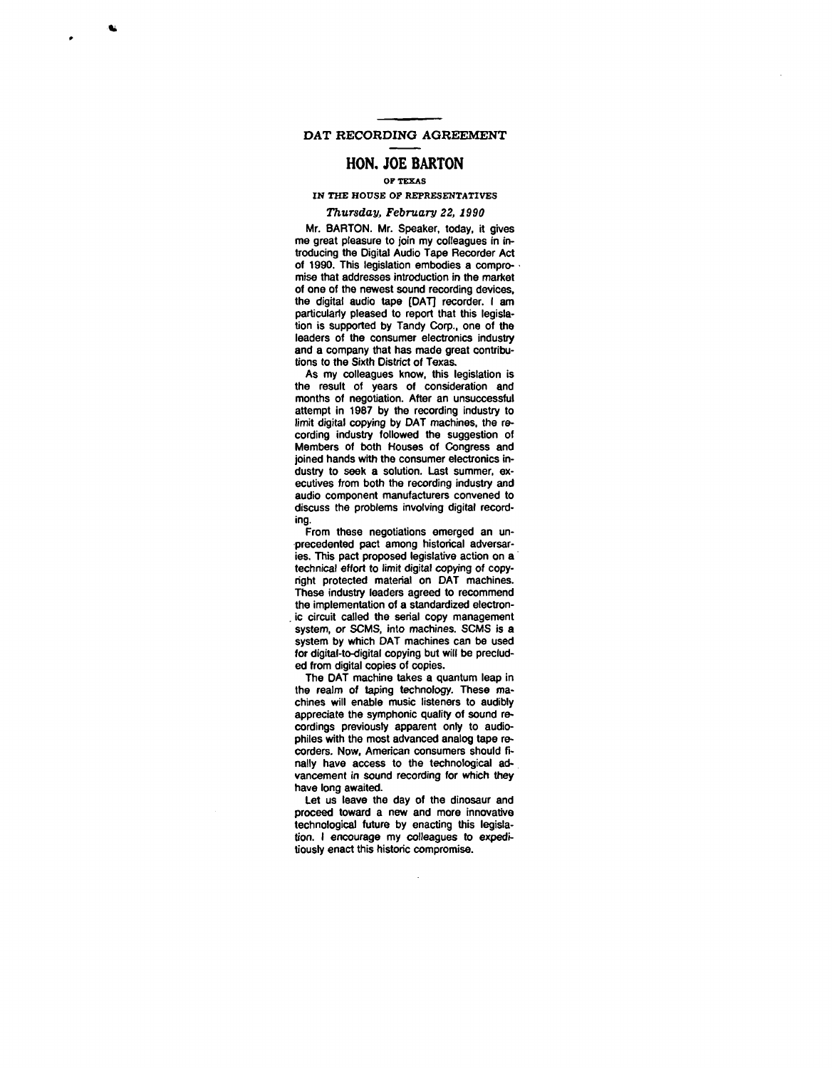## DAT RECORDING AGREEMENT

### HON. JOE BARTON

OF TEXAS

IN THE HOUSE OF REPRESENTATIVES

*Thursday, February 22, 1990*

Mr. BARTON. Mr. Speaker, today, it gives me great pleasure to join my colleagues in introducing the Digital Audio Tape Recorder Act of 1990. This legislation embodies a compromise that addresses introduction in the market of one of the newest sound recording devices, the digital audio tape [DAT] recorder. I am particularly pleased to report that this legislation is supported by Tandy Corp., one of the leaders of the consumer electronics industry and a company that has made great contributions to the Sixth District of Texas.

As my colleagues know, this legislation is the result of years of consideration and months of negotiation. After an unsuccessful attempt in 1987 by the recording industry to limit digital copying by DAT machines, the recording industry followed the suggestion of Members of both Houses of Congress and joined hands with the consumer electronics industry to seek a solution. Last summer, executives from both the recording industry and audio component manufacturers convened to discuss the problems involving digital recording.

From these negotiations emerged an unprecedented pact among historical adversaries. This pact proposed legislative action on a technical effort to limit digital copying of copyright protected material on DAT machines. These industry leaders agreed to recommend the implementation of a standardized electronic circuit called the serial copy management system, or SCMS, into machines. SCMS is a system by which DAT machines can be used for digital-to-digital copying but will be precluded from digital copies of copies.

The DAT machine takes a quantum leap in the realm of taping technology. These machines will enable music listeners to audibly appreciate the symphonic quality of sound recordings previously apparent only to audiophiles with the most advanced analog tape recorders. Now, American consumers should finally have access to the technological advancement in sound recording for which they have long awaited.

Let us leave the day of the dinosaur and proceed toward a new and more innovative technological future by enacting this legislation. I encourage my colleagues to expeditiously enact this historic compromise.